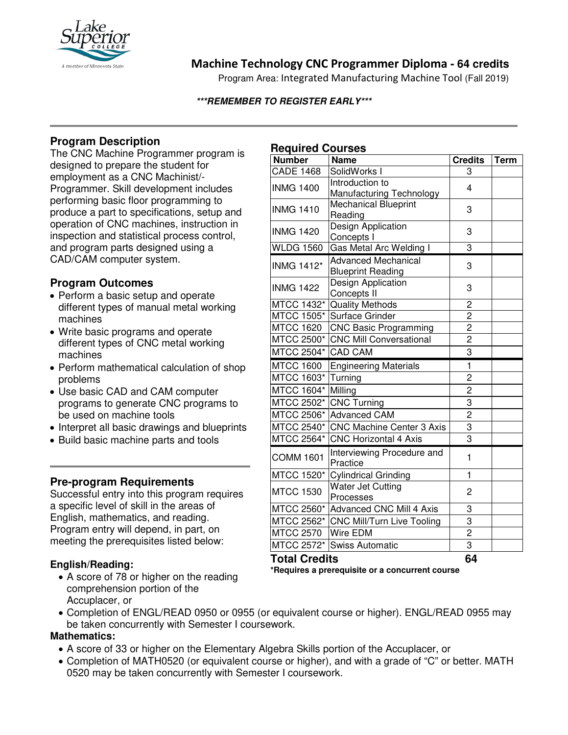# Machine Technology CNC Programmer Diploma - 64 credits

Program Area: Integrated Manufacturing Machine Tool (Fall 2019)

***REMEMBER TO REGISTER EARLY***

## Program Description

The CNC Machine Programmer program is designed to prepare the student for employment as a CNC Machinist/-Programmer. Skill development includes performing basic floor programming to produce a part to specifications, setup and operation of CNC machines, instruction in inspection and statistical process control, and program parts designed using a CAD/CAM computer system.

## Program Outcomes

- Perform a basic setup and operate different types of manual metal working machines
- Write basic programs and operate different types of CNC metal working machines
- Perform mathematical calculation of shop problems
- Use basic CAD and CAM computer programs to generate CNC programs to be used on machine tools
- Interpret all basic drawings and blueprints
- Build basic machine parts and tools

## Required Courses

| Number | Name | Credits | Term |
|---|---|---|---|
| CADE 1468 | SolidWorks I | 3 | |
| INMG 1400 | Introduction to Manufacturing Technology | 4 | |
| INMG 1410 | Mechanical Blueprint Reading | 3 | |
| INMG 1420 | Design Application Concepts I | 3 | |
| WLDG 1560 | Gas Metal Arc Welding I | 3 | |
| INMG 1412* | Advanced Mechanical Blueprint Reading | 3 | |
| INMG 1422 | Design Application Concepts II | 3 | |
| MTCC 1432* | Quality Methods | 2 | |
| MTCC 1505* | Surface Grinder | 2 | |
| MTCC 1620 | CNC Basic Programming | 2 | |
| MTCC 2500* | CNC Mill Conversational | 2 | |
| MTCC 2504* | CAD CAM | 3 | |
| MTCC 1600 | Engineering Materials | 1 | |
| MTCC 1603* | Turning | 2 | |
| MTCC 1604* | Milling | 2 | |
| MTCC 2502* | CNC Turning | 3 | |
| MTCC 2506* | Advanced CAM | 2 | |
| MTCC 2540* | CNC Machine Center 3 Axis | 3 | |
| MTCC 2564* | CNC Horizontal 4 Axis | 3 | |
| COMM 1601 | Interviewing Procedure and Practice | 1 | |
| MTCC 1520* | Cylindrical Grinding | 1 | |
| MTCC 1530 | Water Jet Cutting Processes | 2 | |
| MTCC 2560* | Advanced CNC Mill 4 Axis | 3 | |
| MTCC 2562* | CNC Mill/Turn Live Tooling | 3 | |
| MTCC 2570 | Wire EDM | 2 | |
| MTCC 2572* | Swiss Automatic | 3 | |
| **Total Credits** | | **64** | |

**\*Requires a prerequisite or a concurrent course**

## Pre-program Requirements

Successful entry into this program requires a specific level of skill in the areas of English, mathematics, and reading. Program entry will depend, in part, on meeting the prerequisites listed below:

### English/Reading:

- A score of 78 or higher on the reading comprehension portion of the Accuplacer, or
- Completion of ENGL/READ 0950 or 0955 (or equivalent course or higher). ENGL/READ 0955 may be taken concurrently with Semester I coursework.

### Mathematics:

- A score of 33 or higher on the Elementary Algebra Skills portion of the Accuplacer, or
- Completion of MATH0520 (or equivalent course or higher), and with a grade of "C" or better. MATH 0520 may be taken concurrently with Semester I coursework.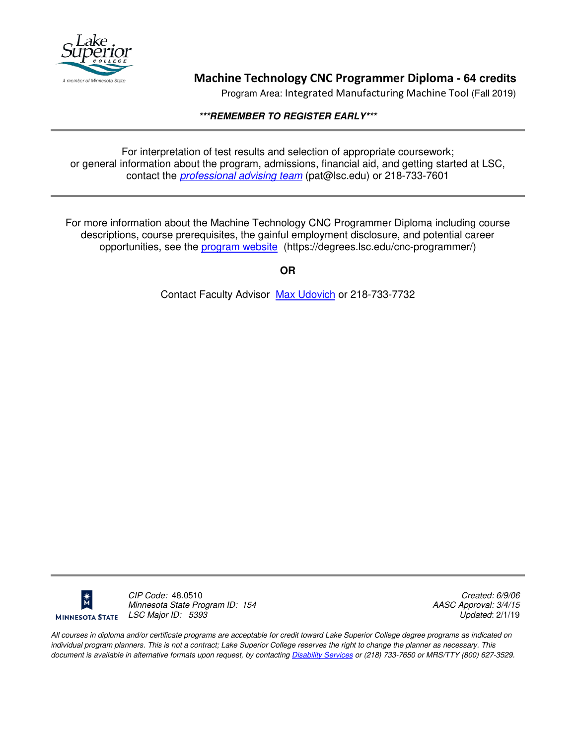## Machine Technology CNC Programmer Diploma - 64 credits

Program Area: Integrated Manufacturing Machine Tool (Fall 2019)

***REMEMBER TO REGISTER EARLY***

---

For interpretation of test results and selection of appropriate coursework; or general information about the program, admissions, financial aid, and getting started at LSC, contact the *professional advising team* (pat@lsc.edu) or 218-733-7601

---

For more information about the Machine Technology CNC Programmer Diploma including course descriptions, course prerequisites, the gainful employment disclosure, and potential career opportunities, see the program website (https://degrees.lsc.edu/cnc-programmer/)

**OR**

Contact Faculty Advisor Max Udovich or 218-733-7732

---

*CIP Code:* 48.0510
*Minnesota State Program ID: 154*
*LSC Major ID: 5393*

*Created: 6/9/06*
*AASC Approval: 3/4/15*
*Updated*: 2/1/19

*All courses in diploma and/or certificate programs are acceptable for credit toward Lake Superior College degree programs as indicated on individual program planners. This is not a contract; Lake Superior College reserves the right to change the planner as necessary. This document is available in alternative formats upon request, by contacting Disability Services or (218) 733-7650 or MRS/TTY (800) 627-3529.*